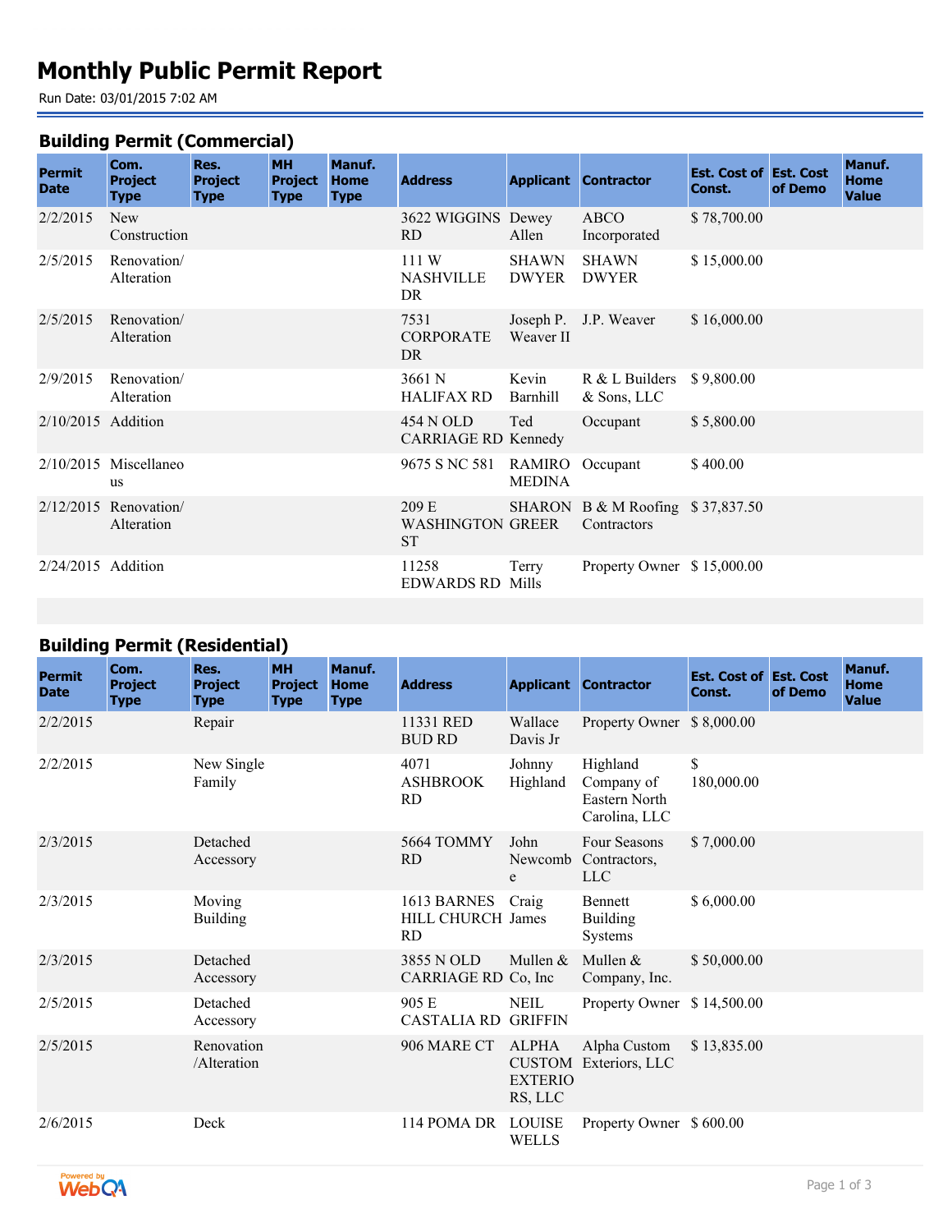# Monthly Public Permit Report

Run Date: 03/01/2015 7:02 AM

## Building Permit (Commercial)

| Permit Date | Com. Project Type | Res. Project Type | MH Project Type | Manuf. Home Type | Address | Applicant | Contractor | Est. Cost of Const. | Est. Cost of Demo | Manuf. Home Value |
|---|---|---|---|---|---|---|---|---|---|---|
| 2/2/2015 | New Construction | | | | 3622 WIGGINS RD | Dewey Allen | ABCO Incorporated | $ 78,700.00 | | |
| 2/5/2015 | Renovation/ Alteration | | | | 111 W NASHVILLE DR | SHAWN DWYER | SHAWN DWYER | $ 15,000.00 | | |
| 2/5/2015 | Renovation/ Alteration | | | | 7531 CORPORATE DR | Joseph P. Weaver II | J.P. Weaver | $ 16,000.00 | | |
| 2/9/2015 | Renovation/ Alteration | | | | 3661 N HALIFAX RD | Kevin Barnhill | R & L Builders & Sons, LLC | $ 9,800.00 | | |
| 2/10/2015 | Addition | | | | 454 N OLD CARRIAGE RD | Ted Kennedy | Occupant | $ 5,800.00 | | |
| 2/10/2015 | Miscellaneous | | | | 9675 S NC 581 | RAMIRO MEDINA | Occupant | $ 400.00 | | |
| 2/12/2015 | Renovation/ Alteration | | | | 209 E WASHINGTON ST | SHARON GREER | B & M Roofing Contractors | $ 37,837.50 | | |
| 2/24/2015 | Addition | | | | 11258 EDWARDS RD | Terry Mills | Property Owner | $ 15,000.00 | | |

## Building Permit (Residential)

| Permit Date | Com. Project Type | Res. Project Type | MH Project Type | Manuf. Home Type | Address | Applicant | Contractor | Est. Cost of Const. | Est. Cost of Demo | Manuf. Home Value |
|---|---|---|---|---|---|---|---|---|---|---|
| 2/2/2015 | | Repair | | | 11331 RED BUD RD | Wallace Davis Jr | Property Owner | $ 8,000.00 | | |
| 2/2/2015 | | New Single Family | | | 4071 ASHBROOK RD | Johnny Highland | Highland Company of Eastern North Carolina, LLC | $ 180,000.00 | | |
| 2/3/2015 | | Detached Accessory | | | 5664 TOMMY RD | John Newcombe | Four Seasons Contractors, LLC | $ 7,000.00 | | |
| 2/3/2015 | | Moving Building | | | 1613 BARNES HILL CHURCH RD | Craig James | Bennett Building Systems | $ 6,000.00 | | |
| 2/3/2015 | | Detached Accessory | | | 3855 N OLD CARRIAGE RD | Mullen & Co, Inc | Mullen & Company, Inc. | $ 50,000.00 | | |
| 2/5/2015 | | Detached Accessory | | | 905 E CASTALIA RD | NEIL GRIFFIN | Property Owner | $ 14,500.00 | | |
| 2/5/2015 | | Renovation /Alteration | | | 906 MARE CT | ALPHA CUSTOM EXTERIORS, LLC | Alpha Custom Exteriors, LLC | $ 13,835.00 | | |
| 2/6/2015 | | Deck | | | 114 POMA DR | LOUISE WELLS | Property Owner | $ 600.00 | | |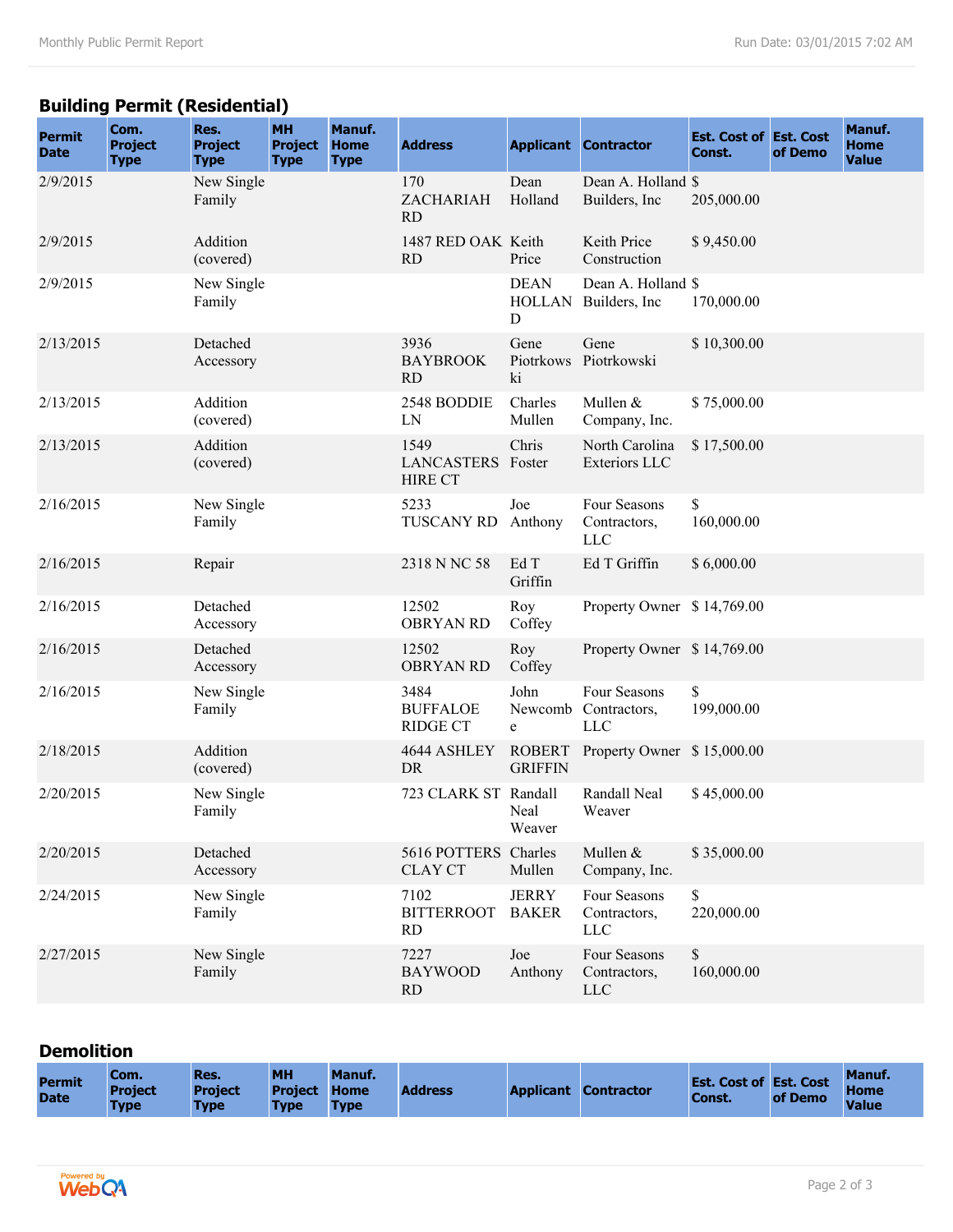## Building Permit (Residential)

| Permit Date | Com. Project Type | Res. Project Type | MH Project Type | Manuf. Home Type | Address | Applicant | Contractor | Est. Cost of Const. | Est. Cost of Demo | Manuf. Home Value |
|---|---|---|---|---|---|---|---|---|---|---|
| 2/9/2015 | | New Single Family | | | 170 ZACHARIAH RD | Dean Holland | Dean A. Holland Builders, Inc | $ 205,000.00 | | |
| 2/9/2015 | | Addition (covered) | | | 1487 RED OAK RD | Keith Price | Keith Price Construction | $ 9,450.00 | | |
| 2/9/2015 | | New Single Family | | | | DEAN HOLLAND | Dean A. Holland Builders, Inc | $ 170,000.00 | | |
| 2/13/2015 | | Detached Accessory | | | 3936 BAYBROOK RD | Gene Piotrkowski | Gene Piotrkowski | $ 10,300.00 | | |
| 2/13/2015 | | Addition (covered) | | | 2548 BODDIE LN | Charles Mullen | Mullen & Company, Inc. | $ 75,000.00 | | |
| 2/13/2015 | | Addition (covered) | | | 1549 LANCASTERSHIRE CT | Chris Foster | North Carolina Exteriors LLC | $ 17,500.00 | | |
| 2/16/2015 | | New Single Family | | | 5233 TUSCANY RD | Joe Anthony | Four Seasons Contractors, LLC | $ 160,000.00 | | |
| 2/16/2015 | | Repair | | | 2318 N NC 58 | Ed T Griffin | Ed T Griffin | $ 6,000.00 | | |
| 2/16/2015 | | Detached Accessory | | | 12502 OBRYAN RD | Roy Coffey | Property Owner | $ 14,769.00 | | |
| 2/16/2015 | | Detached Accessory | | | 12502 OBRYAN RD | Roy Coffey | Property Owner | $ 14,769.00 | | |
| 2/16/2015 | | New Single Family | | | 3484 BUFFALOE RIDGE CT | John Newcombe | Four Seasons Contractors, LLC | $ 199,000.00 | | |
| 2/18/2015 | | Addition (covered) | | | 4644 ASHLEY DR | ROBERT GRIFFIN | Property Owner | $ 15,000.00 | | |
| 2/20/2015 | | New Single Family | | | 723 CLARK ST | Randall Neal Weaver | Randall Neal Weaver | $ 45,000.00 | | |
| 2/20/2015 | | Detached Accessory | | | 5616 POTTERS CLAY CT | Charles Mullen | Mullen & Company, Inc. | $ 35,000.00 | | |
| 2/24/2015 | | New Single Family | | | 7102 BITTERROOT RD | JERRY BAKER | Four Seasons Contractors, LLC | $ 220,000.00 | | |
| 2/27/2015 | | New Single Family | | | 7227 BAYWOOD RD | Joe Anthony | Four Seasons Contractors, LLC | $ 160,000.00 | | |

## Demolition

| Permit Date | Com. Project Type | Res. Project Type | MH Project Type | Manuf. Home Type | Address | Applicant | Contractor | Est. Cost of Const. | Est. Cost of Demo | Manuf. Home Value |
|---|---|---|---|---|---|---|---|---|---|---|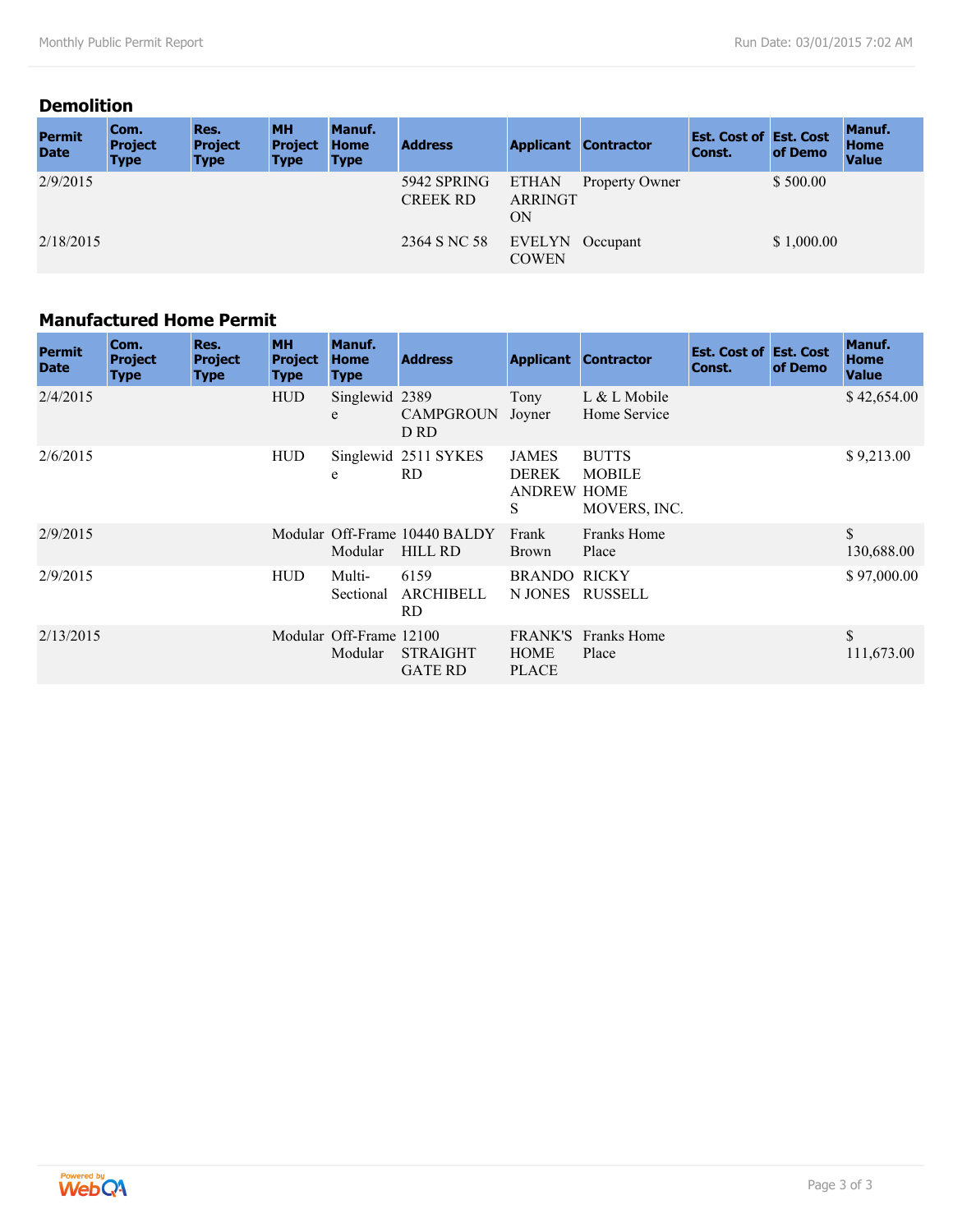## Demolition

| Permit Date | Com. Project Type | Res. Project Type | MH Project Type | Manuf. Home Type | Address | Applicant | Contractor | Est. Cost of Const. | Est. Cost of Demo | Manuf. Home Value |
|---|---|---|---|---|---|---|---|---|---|---|
| 2/9/2015 | | | | | 5942 SPRING CREEK RD | ETHAN ARRINGTON | Property Owner | | $ 500.00 | |
| 2/18/2015 | | | | | 2364 S NC 58 | EVELYN COWEN | Occupant | | $ 1,000.00 | |

## Manufactured Home Permit

| Permit Date | Com. Project Type | Res. Project Type | MH Project Type | Manuf. Home Type | Address | Applicant | Contractor | Est. Cost of Const. | Est. Cost of Demo | Manuf. Home Value |
|---|---|---|---|---|---|---|---|---|---|---|
| 2/4/2015 | | | HUD | Singlewide | 2389 CAMPGROUND RD | Tony Joyner | L & L Mobile Home Service | | | $ 42,654.00 |
| 2/6/2015 | | | HUD | Singlewide | 2511 SYKES RD | JAMES DEREK ANDREWS | BUTTS MOBILE HOME MOVERS, INC. | | | $ 9,213.00 |
| 2/9/2015 | | | Modular | Off-Frame Modular | 10440 BALDY HILL RD | Frank Brown | Franks Home Place | | | $ 130,688.00 |
| 2/9/2015 | | | HUD | Multi-Sectional | 6159 ARCHIBELL RD | BRANDON JONES | RICKY RUSSELL | | | $ 97,000.00 |
| 2/13/2015 | | | Modular | Off-Frame Modular | 12100 STRAIGHT GATE RD | FRANK'S HOME PLACE | Franks Home Place | | | $ 111,673.00 |